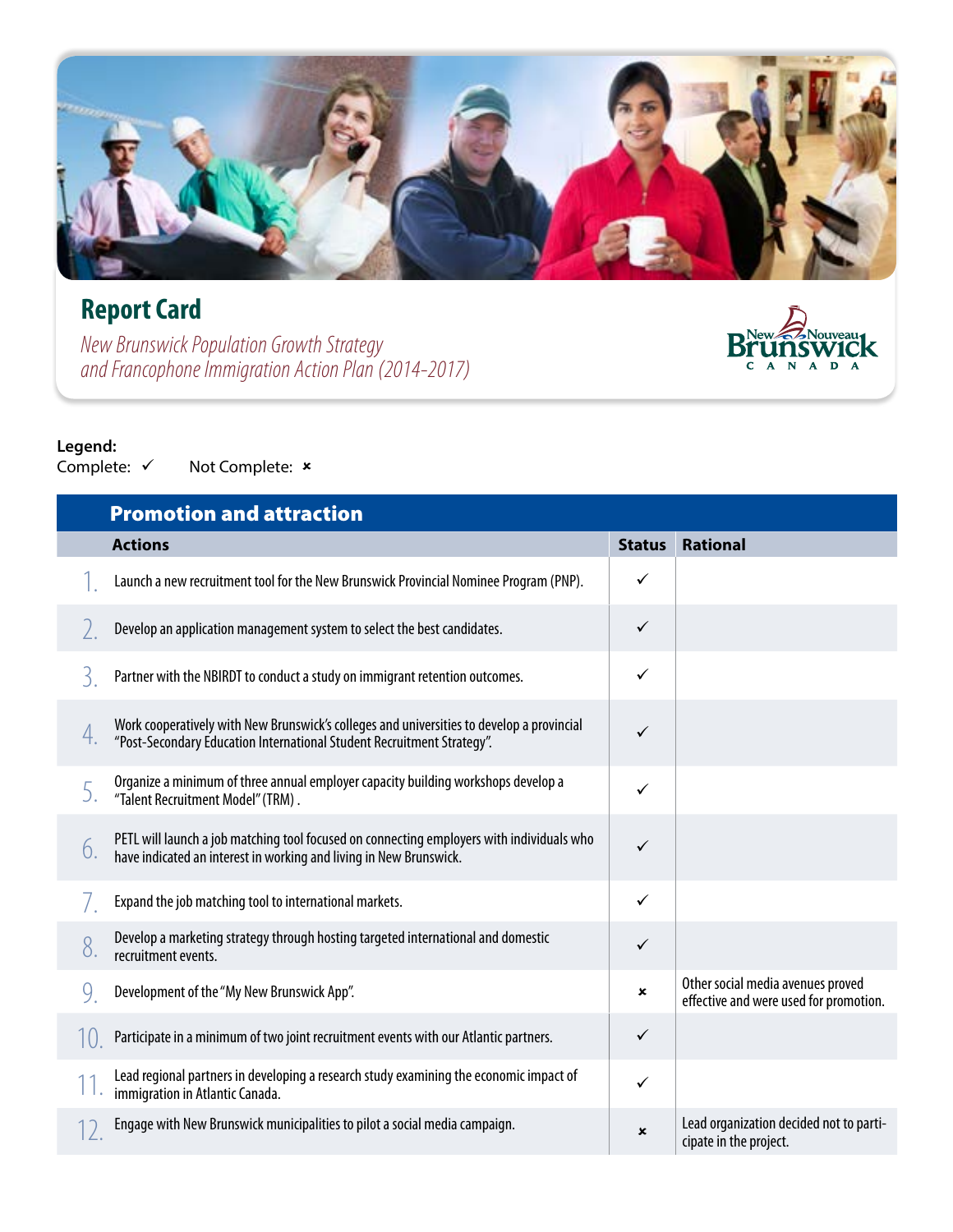# Report Card

*New Brunswick Population Growth Strategy and Francophone Immigration Action Plan (2014-2017)*

**Legend:**
Complete: ✓ Not Complete: ✗

## Promotion and attraction

| | Actions | Status | Rational |
|---|---|---|---|
| 1. | Launch a new recruitment tool for the New Brunswick Provincial Nominee Program (PNP). | ✓ | |
| 2. | Develop an application management system to select the best candidates. | ✓ | |
| 3. | Partner with the NBIRDT to conduct a study on immigrant retention outcomes. | ✓ | |
| 4. | Work cooperatively with New Brunswick's colleges and universities to develop a provincial "Post-Secondary Education International Student Recruitment Strategy". | ✓ | |
| 5. | Organize a minimum of three annual employer capacity building workshops develop a "Talent Recruitment Model" (TRM) . | ✓ | |
| 6. | PETL will launch a job matching tool focused on connecting employers with individuals who have indicated an interest in working and living in New Brunswick. | ✓ | |
| 7. | Expand the job matching tool to international markets. | ✓ | |
| 8. | Develop a marketing strategy through hosting targeted international and domestic recruitment events. | ✓ | |
| 9. | Development of the "My New Brunswick App". | ✗ | Other social media avenues proved effective and were used for promotion. |
| 10. | Participate in a minimum of two joint recruitment events with our Atlantic partners. | ✓ | |
| 11. | Lead regional partners in developing a research study examining the economic impact of immigration in Atlantic Canada. | ✓ | |
| 12. | Engage with New Brunswick municipalities to pilot a social media campaign. | ✗ | Lead organization decided not to participate in the project. |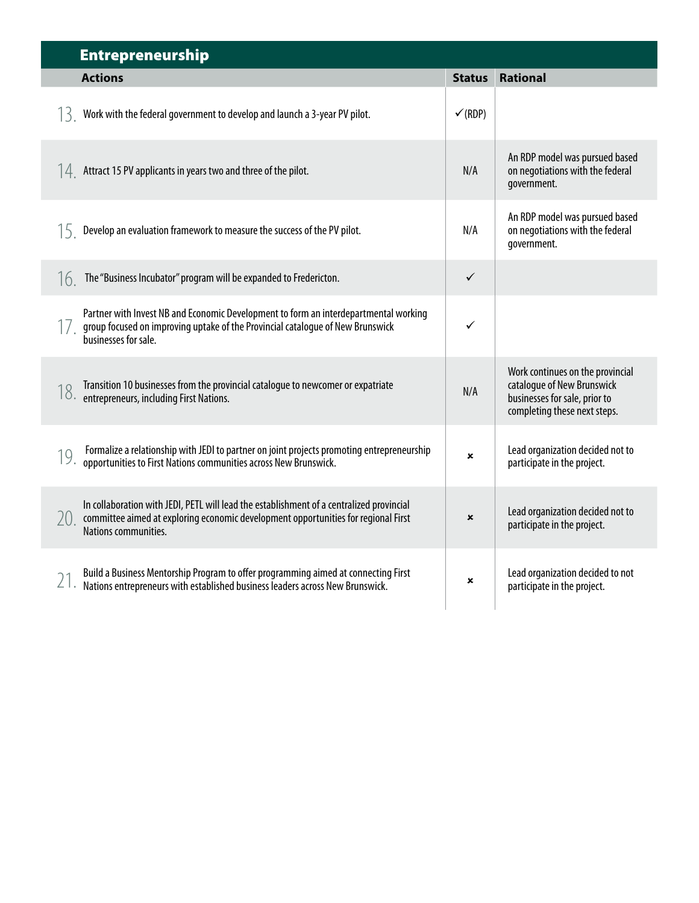## Entrepreneurship

| | Actions | Status | Rational |
|---|---|---|---|
| 13. | Work with the federal government to develop and launch a 3-year PV pilot. | ✓(RDP) | |
| 14. | Attract 15 PV applicants in years two and three of the pilot. | N/A | An RDP model was pursued based on negotiations with the federal government. |
| 15. | Develop an evaluation framework to measure the success of the PV pilot. | N/A | An RDP model was pursued based on negotiations with the federal government. |
| 16. | The "Business Incubator" program will be expanded to Fredericton. | ✓ | |
| 17. | Partner with Invest NB and Economic Development to form an interdepartmental working group focused on improving uptake of the Provincial catalogue of New Brunswick businesses for sale. | ✓ | |
| 18. | Transition 10 businesses from the provincial catalogue to newcomer or expatriate entrepreneurs, including First Nations. | N/A | Work continues on the provincial catalogue of New Brunswick businesses for sale, prior to completing these next steps. |
| 19. | Formalize a relationship with JEDI to partner on joint projects promoting entrepreneurship opportunities to First Nations communities across New Brunswick. | × | Lead organization decided not to participate in the project. |
| 20. | In collaboration with JEDI, PETL will lead the establishment of a centralized provincial committee aimed at exploring economic development opportunities for regional First Nations communities. | × | Lead organization decided not to participate in the project. |
| 21. | Build a Business Mentorship Program to offer programming aimed at connecting First Nations entrepreneurs with established business leaders across New Brunswick. | × | Lead organization decided to not participate in the project. |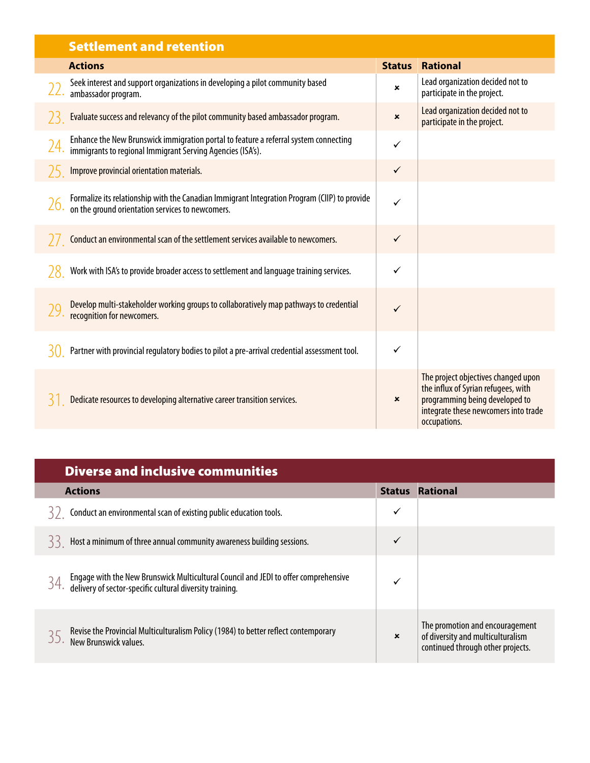## Settlement and retention

| | Actions | Status | Rational |
|---|---|---|---|
| 22. | Seek interest and support organizations in developing a pilot community based ambassador program. | × | Lead organization decided not to participate in the project. |
| 23. | Evaluate success and relevancy of the pilot community based ambassador program. | × | Lead organization decided not to participate in the project. |
| 24. | Enhance the New Brunswick immigration portal to feature a referral system connecting immigrants to regional Immigrant Serving Agencies (ISA's). | ✓ | |
| 25. | Improve provincial orientation materials. | ✓ | |
| 26. | Formalize its relationship with the Canadian Immigrant Integration Program (CIIP) to provide on the ground orientation services to newcomers. | ✓ | |
| 27. | Conduct an environmental scan of the settlement services available to newcomers. | ✓ | |
| 28. | Work with ISA's to provide broader access to settlement and language training services. | ✓ | |
| 29. | Develop multi-stakeholder working groups to collaboratively map pathways to credential recognition for newcomers. | ✓ | |
| 30. | Partner with provincial regulatory bodies to pilot a pre-arrival credential assessment tool. | ✓ | |
| 31. | Dedicate resources to developing alternative career transition services. | × | The project objectives changed upon the influx of Syrian refugees, with programming being developed to integrate these newcomers into trade occupations. |

## Diverse and inclusive communities

| | Actions | Status | Rational |
|---|---|---|---|
| 32. | Conduct an environmental scan of existing public education tools. | ✓ | |
| 33. | Host a minimum of three annual community awareness building sessions. | ✓ | |
| 34. | Engage with the New Brunswick Multicultural Council and JEDI to offer comprehensive delivery of sector-specific cultural diversity training. | ✓ | |
| 35. | Revise the Provincial Multiculturalism Policy (1984) to better reflect contemporary New Brunswick values. | × | The promotion and encouragement of diversity and multiculturalism continued through other projects. |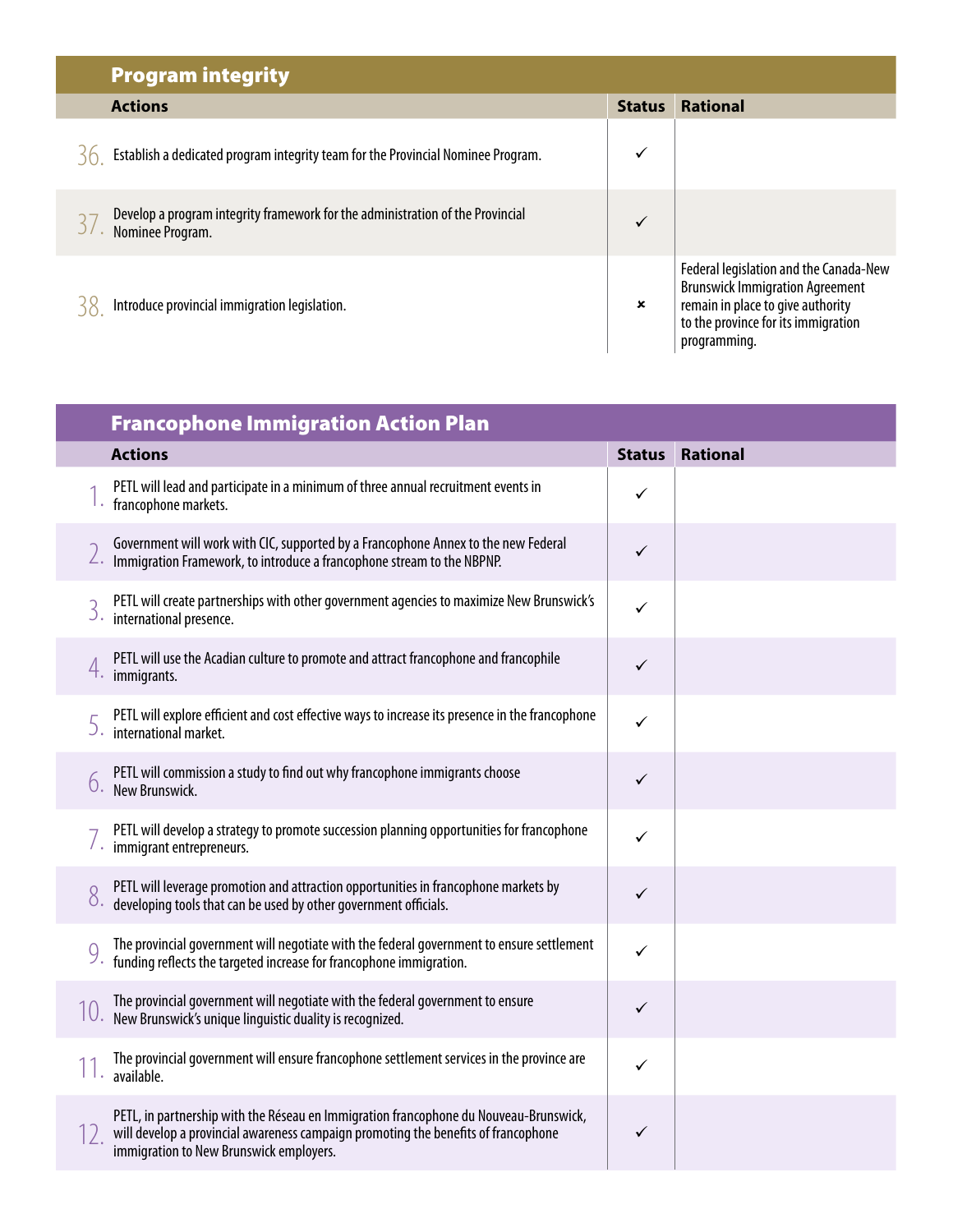## Program integrity

| | Actions | Status | Rational |
|---|---|---|---|
| 36. | Establish a dedicated program integrity team for the Provincial Nominee Program. | ✓ | |
| 37. | Develop a program integrity framework for the administration of the Provincial Nominee Program. | ✓ | |
| 38. | Introduce provincial immigration legislation. | × | Federal legislation and the Canada-New Brunswick Immigration Agreement remain in place to give authority to the province for its immigration programming. |

## Francophone Immigration Action Plan

| | Actions | Status | Rational |
|---|---|---|---|
| 1. | PETL will lead and participate in a minimum of three annual recruitment events in francophone markets. | ✓ | |
| 2. | Government will work with CIC, supported by a Francophone Annex to the new Federal Immigration Framework, to introduce a francophone stream to the NBPNP. | ✓ | |
| 3. | PETL will create partnerships with other government agencies to maximize New Brunswick's international presence. | ✓ | |
| 4. | PETL will use the Acadian culture to promote and attract francophone and francophile immigrants. | ✓ | |
| 5. | PETL will explore efficient and cost effective ways to increase its presence in the francophone international market. | ✓ | |
| 6. | PETL will commission a study to find out why francophone immigrants choose New Brunswick. | ✓ | |
| 7. | PETL will develop a strategy to promote succession planning opportunities for francophone immigrant entrepreneurs. | ✓ | |
| 8. | PETL will leverage promotion and attraction opportunities in francophone markets by developing tools that can be used by other government officials. | ✓ | |
| 9. | The provincial government will negotiate with the federal government to ensure settlement funding reflects the targeted increase for francophone immigration. | ✓ | |
| 10. | The provincial government will negotiate with the federal government to ensure New Brunswick's unique linguistic duality is recognized. | ✓ | |
| 11. | The provincial government will ensure francophone settlement services in the province are available. | ✓ | |
| 12. | PETL, in partnership with the Réseau en Immigration francophone du Nouveau-Brunswick, will develop a provincial awareness campaign promoting the benefits of francophone immigration to New Brunswick employers. | ✓ | |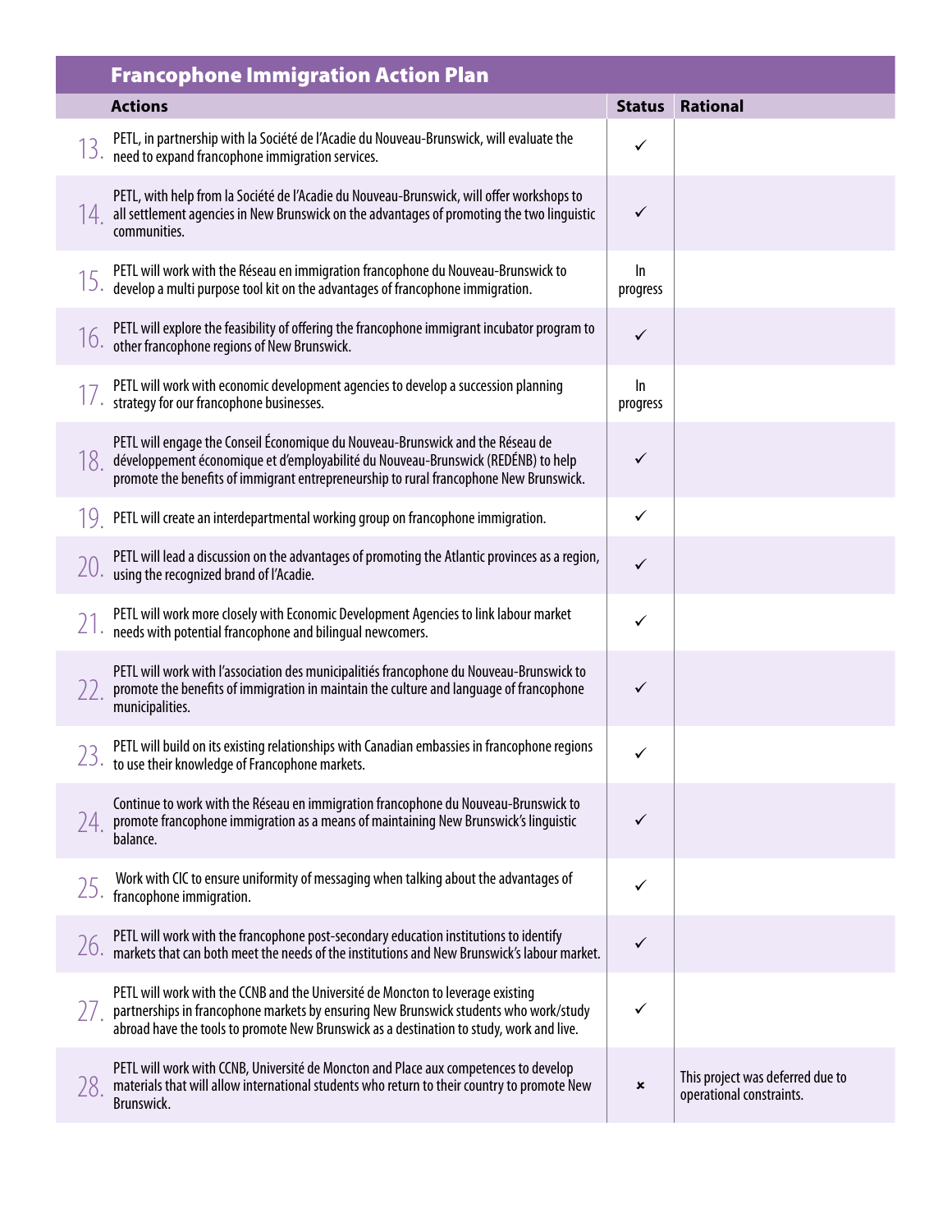## Francophone Immigration Action Plan

| | Actions | Status | Rational |
|---|---|---|---|
| 13. | PETL, in partnership with la Société de l'Acadie du Nouveau-Brunswick, will evaluate the need to expand francophone immigration services. | ✓ | |
| 14. | PETL, with help from la Société de l'Acadie du Nouveau-Brunswick, will offer workshops to all settlement agencies in New Brunswick on the advantages of promoting the two linguistic communities. | ✓ | |
| 15. | PETL will work with the Réseau en immigration francophone du Nouveau-Brunswick to develop a multi purpose tool kit on the advantages of francophone immigration. | In progress | |
| 16. | PETL will explore the feasibility of offering the francophone immigrant incubator program to other francophone regions of New Brunswick. | ✓ | |
| 17. | PETL will work with economic development agencies to develop a succession planning strategy for our francophone businesses. | In progress | |
| 18. | PETL will engage the Conseil Économique du Nouveau-Brunswick and the Réseau de développement économique et d'employabilité du Nouveau-Brunswick (REDÉNB) to help promote the benefits of immigrant entrepreneurship to rural francophone New Brunswick. | ✓ | |
| 19. | PETL will create an interdepartmental working group on francophone immigration. | ✓ | |
| 20. | PETL will lead a discussion on the advantages of promoting the Atlantic provinces as a region, using the recognized brand of l'Acadie. | ✓ | |
| 21. | PETL will work more closely with Economic Development Agencies to link labour market needs with potential francophone and bilingual newcomers. | ✓ | |
| 22. | PETL will work with l'association des municipalitiés francophone du Nouveau-Brunswick to promote the benefits of immigration in maintain the culture and language of francophone municipalities. | ✓ | |
| 23. | PETL will build on its existing relationships with Canadian embassies in francophone regions to use their knowledge of Francophone markets. | ✓ | |
| 24. | Continue to work with the Réseau en immigration francophone du Nouveau-Brunswick to promote francophone immigration as a means of maintaining New Brunswick's linguistic balance. | ✓ | |
| 25. | Work with CIC to ensure uniformity of messaging when talking about the advantages of francophone immigration. | ✓ | |
| 26. | PETL will work with the francophone post-secondary education institutions to identify markets that can both meet the needs of the institutions and New Brunswick's labour market. | ✓ | |
| 27. | PETL will work with the CCNB and the Université de Moncton to leverage existing partnerships in francophone markets by ensuring New Brunswick students who work/study abroad have the tools to promote New Brunswick as a destination to study, work and live. | ✓ | |
| 28. | PETL will work with CCNB, Université de Moncton and Place aux competences to develop materials that will allow international students who return to their country to promote New Brunswick. | × | This project was deferred due to operational constraints. |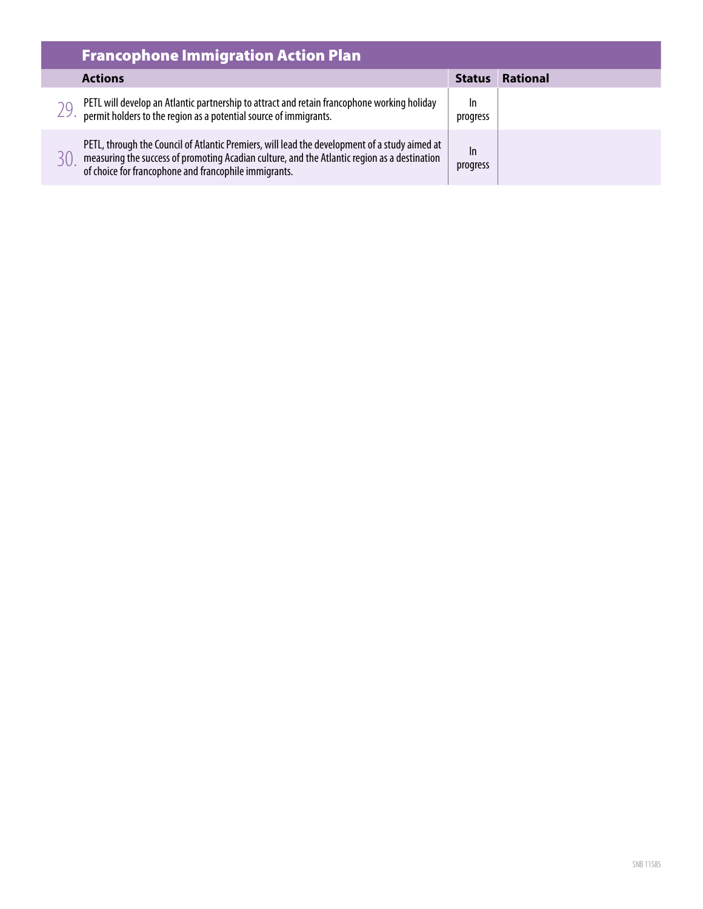## Francophone Immigration Action Plan

| | Actions | Status | Rational |
|---|---|---|---|
| 29. | PETL will develop an Atlantic partnership to attract and retain francophone working holiday permit holders to the region as a potential source of immigrants. | In progress | |
| 30. | PETL, through the Council of Atlantic Premiers, will lead the development of a study aimed at measuring the success of promoting Acadian culture, and the Atlantic region as a destination of choice for francophone and francophile immigrants. | In progress | |

SNB 11585